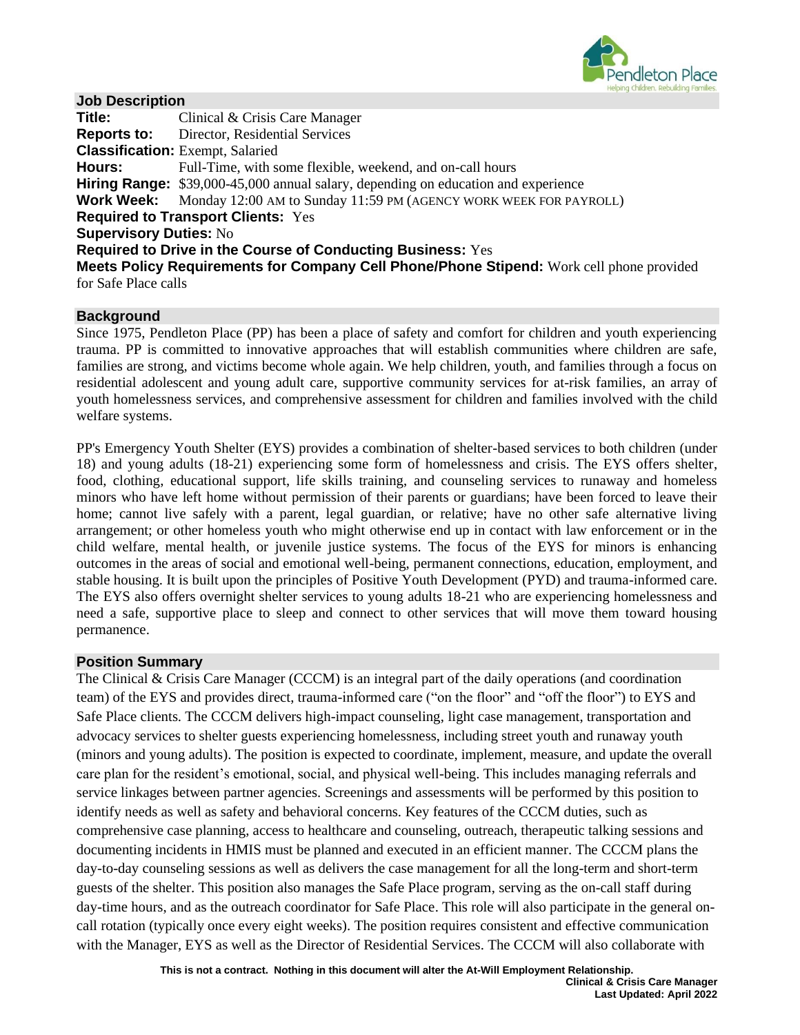## Job Description

**Title:** Clinical & Crisis Care Manager
**Reports to:** Director, Residential Services
**Classification:** Exempt, Salaried
**Hours:** Full-Time, with some flexible, weekend, and on-call hours
**Hiring Range:** $39,000-45,000 annual salary, depending on education and experience
**Work Week:** Monday 12:00 AM to Sunday 11:59 PM (AGENCY WORK WEEK FOR PAYROLL)
**Required to Transport Clients:** Yes
**Supervisory Duties:** No
**Required to Drive in the Course of Conducting Business:** Yes
**Meets Policy Requirements for Company Cell Phone/Phone Stipend:** Work cell phone provided for Safe Place calls

## Background

Since 1975, Pendleton Place (PP) has been a place of safety and comfort for children and youth experiencing trauma. PP is committed to innovative approaches that will establish communities where children are safe, families are strong, and victims become whole again. We help children, youth, and families through a focus on residential adolescent and young adult care, supportive community services for at-risk families, an array of youth homelessness services, and comprehensive assessment for children and families involved with the child welfare systems.

PP's Emergency Youth Shelter (EYS) provides a combination of shelter-based services to both children (under 18) and young adults (18-21) experiencing some form of homelessness and crisis. The EYS offers shelter, food, clothing, educational support, life skills training, and counseling services to runaway and homeless minors who have left home without permission of their parents or guardians; have been forced to leave their home; cannot live safely with a parent, legal guardian, or relative; have no other safe alternative living arrangement; or other homeless youth who might otherwise end up in contact with law enforcement or in the child welfare, mental health, or juvenile justice systems. The focus of the EYS for minors is enhancing outcomes in the areas of social and emotional well-being, permanent connections, education, employment, and stable housing. It is built upon the principles of Positive Youth Development (PYD) and trauma-informed care. The EYS also offers overnight shelter services to young adults 18-21 who are experiencing homelessness and need a safe, supportive place to sleep and connect to other services that will move them toward housing permanence.

## Position Summary

The Clinical & Crisis Care Manager (CCCM) is an integral part of the daily operations (and coordination team) of the EYS and provides direct, trauma-informed care ("on the floor" and "off the floor") to EYS and Safe Place clients. The CCCM delivers high-impact counseling, light case management, transportation and advocacy services to shelter guests experiencing homelessness, including street youth and runaway youth (minors and young adults). The position is expected to coordinate, implement, measure, and update the overall care plan for the resident's emotional, social, and physical well-being. This includes managing referrals and service linkages between partner agencies. Screenings and assessments will be performed by this position to identify needs as well as safety and behavioral concerns. Key features of the CCCM duties, such as comprehensive case planning, access to healthcare and counseling, outreach, therapeutic talking sessions and documenting incidents in HMIS must be planned and executed in an efficient manner. The CCCM plans the day-to-day counseling sessions as well as delivers the case management for all the long-term and short-term guests of the shelter. This position also manages the Safe Place program, serving as the on-call staff during day-time hours, and as the outreach coordinator for Safe Place. This role will also participate in the general on-call rotation (typically once every eight weeks). The position requires consistent and effective communication with the Manager, EYS as well as the Director of Residential Services. The CCCM will also collaborate with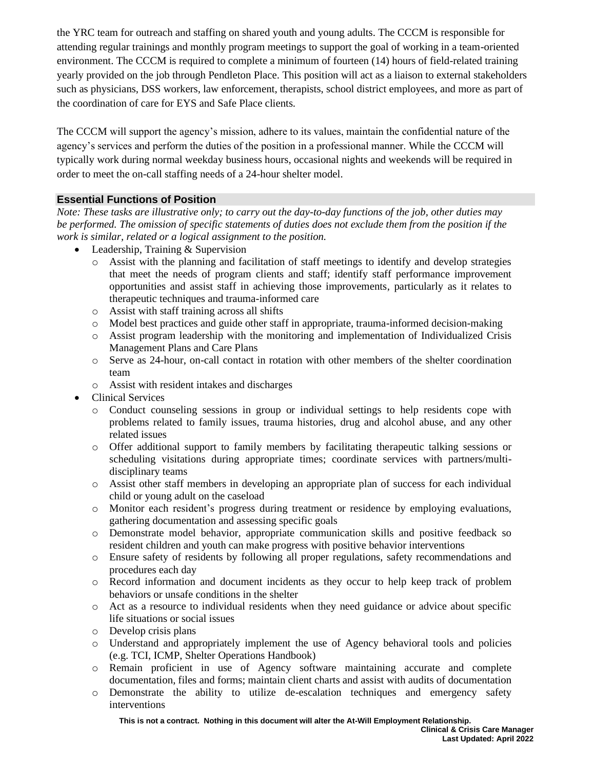the YRC team for outreach and staffing on shared youth and young adults. The CCCM is responsible for attending regular trainings and monthly program meetings to support the goal of working in a team-oriented environment. The CCCM is required to complete a minimum of fourteen (14) hours of field-related training yearly provided on the job through Pendleton Place. This position will act as a liaison to external stakeholders such as physicians, DSS workers, law enforcement, therapists, school district employees, and more as part of the coordination of care for EYS and Safe Place clients.

The CCCM will support the agency's mission, adhere to its values, maintain the confidential nature of the agency's services and perform the duties of the position in a professional manner. While the CCCM will typically work during normal weekday business hours, occasional nights and weekends will be required in order to meet the on-call staffing needs of a 24-hour shelter model.

## Essential Functions of Position

*Note: These tasks are illustrative only; to carry out the day-to-day functions of the job, other duties may be performed. The omission of specific statements of duties does not exclude them from the position if the work is similar, related or a logical assignment to the position.*

- Leadership, Training & Supervision
  - Assist with the planning and facilitation of staff meetings to identify and develop strategies that meet the needs of program clients and staff; identify staff performance improvement opportunities and assist staff in achieving those improvements, particularly as it relates to therapeutic techniques and trauma-informed care
  - Assist with staff training across all shifts
  - Model best practices and guide other staff in appropriate, trauma-informed decision-making
  - Assist program leadership with the monitoring and implementation of Individualized Crisis Management Plans and Care Plans
  - Serve as 24-hour, on-call contact in rotation with other members of the shelter coordination team
  - Assist with resident intakes and discharges
- Clinical Services
  - Conduct counseling sessions in group or individual settings to help residents cope with problems related to family issues, trauma histories, drug and alcohol abuse, and any other related issues
  - Offer additional support to family members by facilitating therapeutic talking sessions or scheduling visitations during appropriate times; coordinate services with partners/multi-disciplinary teams
  - Assist other staff members in developing an appropriate plan of success for each individual child or young adult on the caseload
  - Monitor each resident's progress during treatment or residence by employing evaluations, gathering documentation and assessing specific goals
  - Demonstrate model behavior, appropriate communication skills and positive feedback so resident children and youth can make progress with positive behavior interventions
  - Ensure safety of residents by following all proper regulations, safety recommendations and procedures each day
  - Record information and document incidents as they occur to help keep track of problem behaviors or unsafe conditions in the shelter
  - Act as a resource to individual residents when they need guidance or advice about specific life situations or social issues
  - Develop crisis plans
  - Understand and appropriately implement the use of Agency behavioral tools and policies (e.g. TCI, ICMP, Shelter Operations Handbook)
  - Remain proficient in use of Agency software maintaining accurate and complete documentation, files and forms; maintain client charts and assist with audits of documentation
  - Demonstrate the ability to utilize de-escalation techniques and emergency safety interventions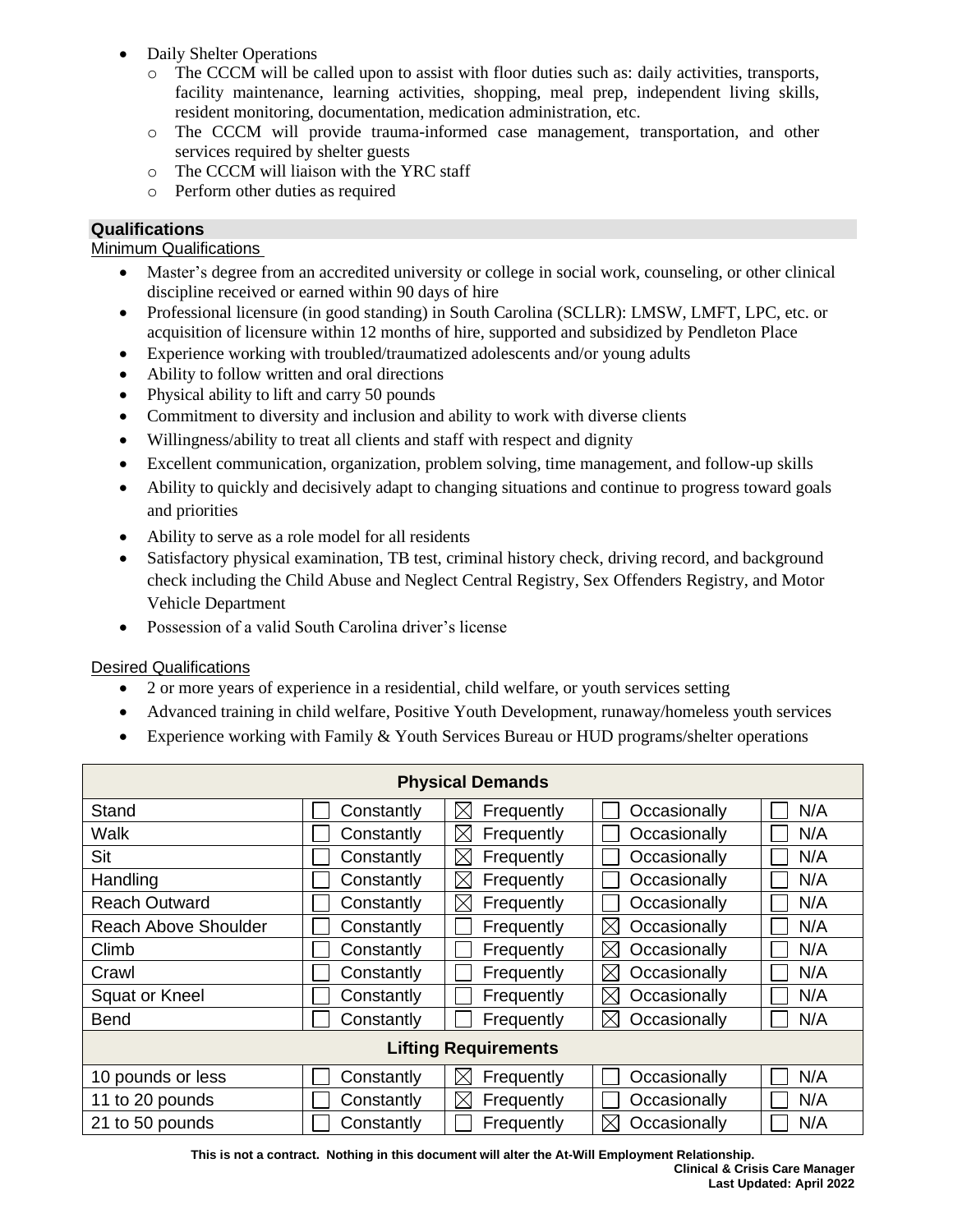- Daily Shelter Operations
  - The CCCM will be called upon to assist with floor duties such as: daily activities, transports, facility maintenance, learning activities, shopping, meal prep, independent living skills, resident monitoring, documentation, medication administration, etc.
  - The CCCM will provide trauma-informed case management, transportation, and other services required by shelter guests
  - The CCCM will liaison with the YRC staff
  - Perform other duties as required

## Qualifications

Minimum Qualifications

- Master's degree from an accredited university or college in social work, counseling, or other clinical discipline received or earned within 90 days of hire
- Professional licensure (in good standing) in South Carolina (SCLLR): LMSW, LMFT, LPC, etc. or acquisition of licensure within 12 months of hire, supported and subsidized by Pendleton Place
- Experience working with troubled/traumatized adolescents and/or young adults
- Ability to follow written and oral directions
- Physical ability to lift and carry 50 pounds
- Commitment to diversity and inclusion and ability to work with diverse clients
- Willingness/ability to treat all clients and staff with respect and dignity
- Excellent communication, organization, problem solving, time management, and follow-up skills
- Ability to quickly and decisively adapt to changing situations and continue to progress toward goals and priorities
- Ability to serve as a role model for all residents
- Satisfactory physical examination, TB test, criminal history check, driving record, and background check including the Child Abuse and Neglect Central Registry, Sex Offenders Registry, and Motor Vehicle Department
- Possession of a valid South Carolina driver's license

Desired Qualifications

- 2 or more years of experience in a residential, child welfare, or youth services setting
- Advanced training in child welfare, Positive Youth Development, runaway/homeless youth services
- Experience working with Family & Youth Services Bureau or HUD programs/shelter operations

| Physical Demands | | | | |
|---|---|---|---|---|
| Stand | ☐ Constantly | ☒ Frequently | ☐ Occasionally | ☐ N/A |
| Walk | ☐ Constantly | ☒ Frequently | ☐ Occasionally | ☐ N/A |
| Sit | ☐ Constantly | ☒ Frequently | ☐ Occasionally | ☐ N/A |
| Handling | ☐ Constantly | ☒ Frequently | ☐ Occasionally | ☐ N/A |
| Reach Outward | ☐ Constantly | ☒ Frequently | ☐ Occasionally | ☐ N/A |
| Reach Above Shoulder | ☐ Constantly | ☐ Frequently | ☒ Occasionally | ☐ N/A |
| Climb | ☐ Constantly | ☐ Frequently | ☒ Occasionally | ☐ N/A |
| Crawl | ☐ Constantly | ☐ Frequently | ☒ Occasionally | ☐ N/A |
| Squat or Kneel | ☐ Constantly | ☐ Frequently | ☒ Occasionally | ☐ N/A |
| Bend | ☐ Constantly | ☐ Frequently | ☒ Occasionally | ☐ N/A |
| **Lifting Requirements** | | | | |
| 10 pounds or less | ☐ Constantly | ☒ Frequently | ☐ Occasionally | ☐ N/A |
| 11 to 20 pounds | ☐ Constantly | ☒ Frequently | ☐ Occasionally | ☐ N/A |
| 21 to 50 pounds | ☐ Constantly | ☐ Frequently | ☒ Occasionally | ☐ N/A |

**This is not a contract. Nothing in this document will alter the At-Will Employment Relationship.**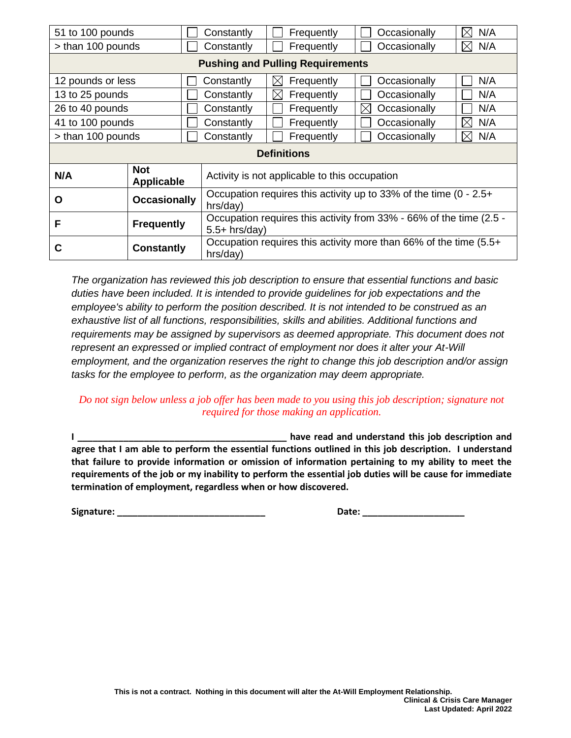| | | | | |
|---|---|---|---|---|
| 51 to 100 pounds | ☐ Constantly | ☐ Frequently | ☐ Occasionally | ☒ N/A |
| > than 100 pounds | ☐ Constantly | ☐ Frequently | ☐ Occasionally | ☒ N/A |
| **Pushing and Pulling Requirements** | | | | |
| 12 pounds or less | ☐ Constantly | ☒ Frequently | ☐ Occasionally | ☐ N/A |
| 13 to 25 pounds | ☐ Constantly | ☒ Frequently | ☐ Occasionally | ☐ N/A |
| 26 to 40 pounds | ☐ Constantly | ☐ Frequently | ☒ Occasionally | ☐ N/A |
| 41 to 100 pounds | ☐ Constantly | ☐ Frequently | ☐ Occasionally | ☒ N/A |
| > than 100 pounds | ☐ Constantly | ☐ Frequently | ☐ Occasionally | ☒ N/A |

**Definitions**

| | | |
|---|---|---|
| **N/A** | **Not Applicable** | Activity is not applicable to this occupation |
| **O** | **Occasionally** | Occupation requires this activity up to 33% of the time (0 - 2.5+ hrs/day) |
| **F** | **Frequently** | Occupation requires this activity from 33% - 66% of the time (2.5 - 5.5+ hrs/day) |
| **C** | **Constantly** | Occupation requires this activity more than 66% of the time (5.5+ hrs/day) |

*The organization has reviewed this job description to ensure that essential functions and basic duties have been included. It is intended to provide guidelines for job expectations and the employee's ability to perform the position described. It is not intended to be construed as an exhaustive list of all functions, responsibilities, skills and abilities. Additional functions and requirements may be assigned by supervisors as deemed appropriate. This document does not represent an expressed or implied contract of employment nor does it alter your At-Will employment, and the organization reserves the right to change this job description and/or assign tasks for the employee to perform, as the organization may deem appropriate.*

*Do not sign below unless a job offer has been made to you using this job description; signature not required for those making an application.*

**I ___________________________________________ have read and understand this job description and agree that I am able to perform the essential functions outlined in this job description. I understand that failure to provide information or omission of information pertaining to my ability to meet the requirements of the job or my inability to perform the essential job duties will be cause for immediate termination of employment, regardless when or how discovered.**

**Signature: ______________________________** **Date: ____________________**

**This is not a contract. Nothing in this document will alter the At-Will Employment Relationship.**

**Clinical & Crisis Care Manager**
**Last Updated: April 2022**